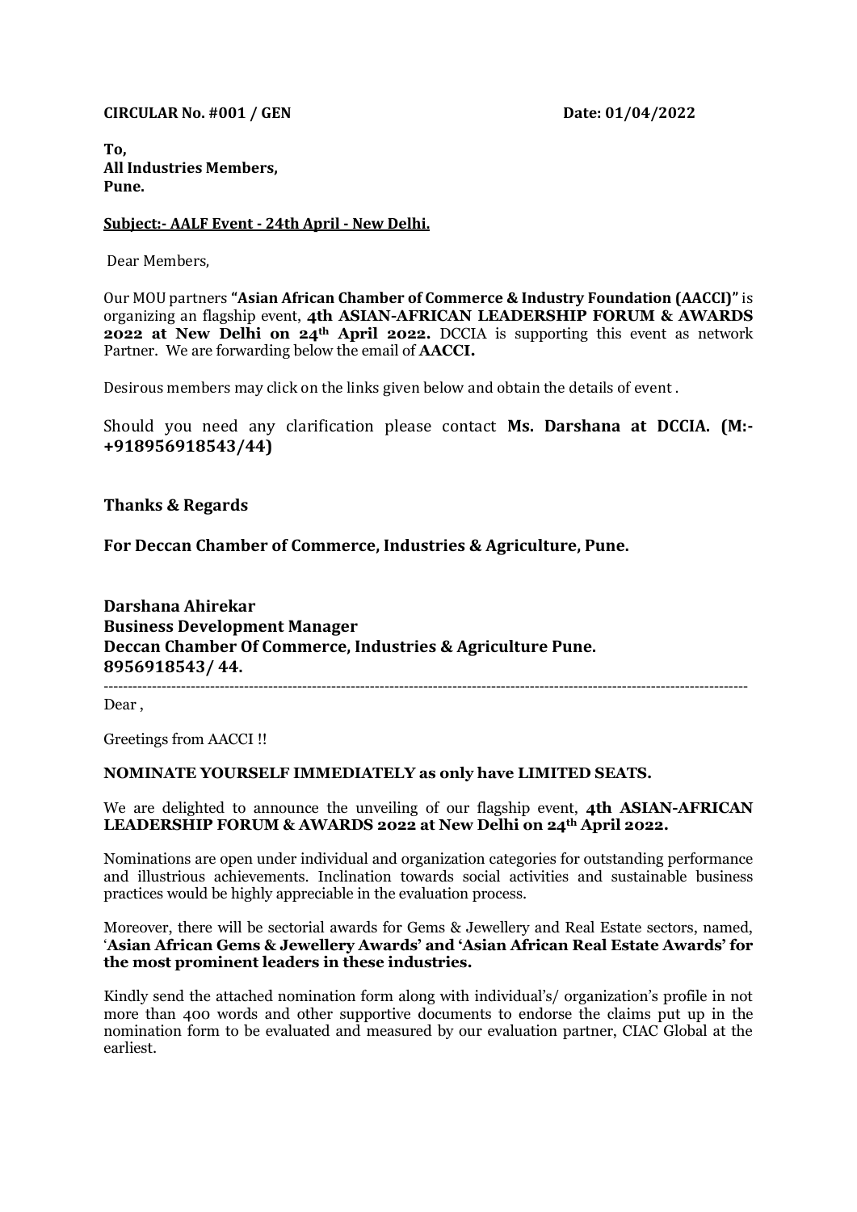**CIRCULAR No. #001 / GEN** **Date: 01/04/2022**

**To,**
**All Industries Members,**
**Pune.**

**Subject:- AALF Event - 24th April - New Delhi.**

Dear Members,

Our MOU partners **"Asian African Chamber of Commerce & Industry Foundation (AACCI)"** is organizing an flagship event, **4th ASIAN-AFRICAN LEADERSHIP FORUM & AWARDS 2022 at New Delhi on 24th April 2022.** DCCIA is supporting this event as network Partner. We are forwarding below the email of **AACCI.**

Desirous members may click on the links given below and obtain the details of event .

Should you need any clarification please contact **Ms. Darshana at DCCIA. (M:- +918956918543/44)**

**Thanks & Regards**

**For Deccan Chamber of Commerce, Industries & Agriculture, Pune.**

**Darshana Ahirekar**
**Business Development Manager**
**Deccan Chamber Of Commerce, Industries & Agriculture Pune.**
**8956918543/ 44.**

---

Dear ,

Greetings from AACCI !!

**NOMINATE YOURSELF IMMEDIATELY as only have LIMITED SEATS.**

We are delighted to announce the unveiling of our flagship event, **4th ASIAN-AFRICAN LEADERSHIP FORUM & AWARDS 2022 at New Delhi on 24th April 2022.**

Nominations are open under individual and organization categories for outstanding performance and illustrious achievements. Inclination towards social activities and sustainable business practices would be highly appreciable in the evaluation process.

Moreover, there will be sectorial awards for Gems & Jewellery and Real Estate sectors, named, '**Asian African Gems & Jewellery Awards' and 'Asian African Real Estate Awards' for the most prominent leaders in these industries.**

Kindly send the attached nomination form along with individual's/ organization's profile in not more than 400 words and other supportive documents to endorse the claims put up in the nomination form to be evaluated and measured by our evaluation partner, CIAC Global at the earliest.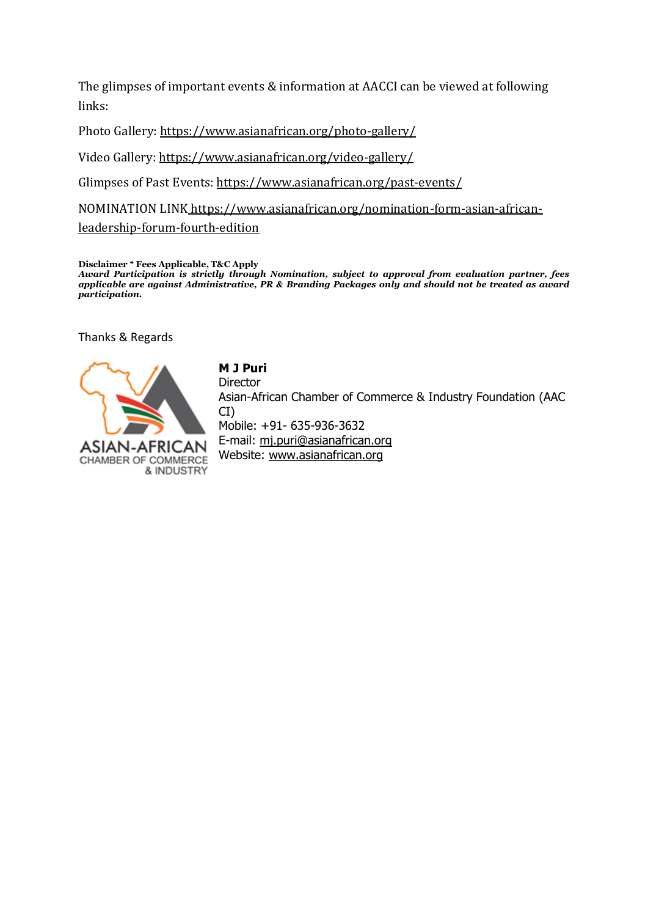The glimpses of important events & information at AACCI can be viewed at following links:

Photo Gallery: https://www.asianafrican.org/photo-gallery/

Video Gallery: https://www.asianafrican.org/video-gallery/

Glimpses of Past Events: https://www.asianafrican.org/past-events/

NOMINATION LINK https://www.asianafrican.org/nomination-form-asian-african-leadership-forum-fourth-edition

**Disclaimer * Fees Applicable, T&C Apply**
***Award Participation is strictly through Nomination, subject to approval from evaluation partner, fees applicable are against Administrative, PR & Branding Packages only and should not be treated as award participation.***

Thanks & Regards

ASIAN-AFRICAN
CHAMBER OF COMMERCE
& INDUSTRY

**M J Puri**
Director
Asian-African Chamber of Commerce & Industry Foundation (AAC CI)
Mobile: +91- 635-936-3632
E-mail: mj.puri@asianafrican.org
Website: www.asianafrican.org